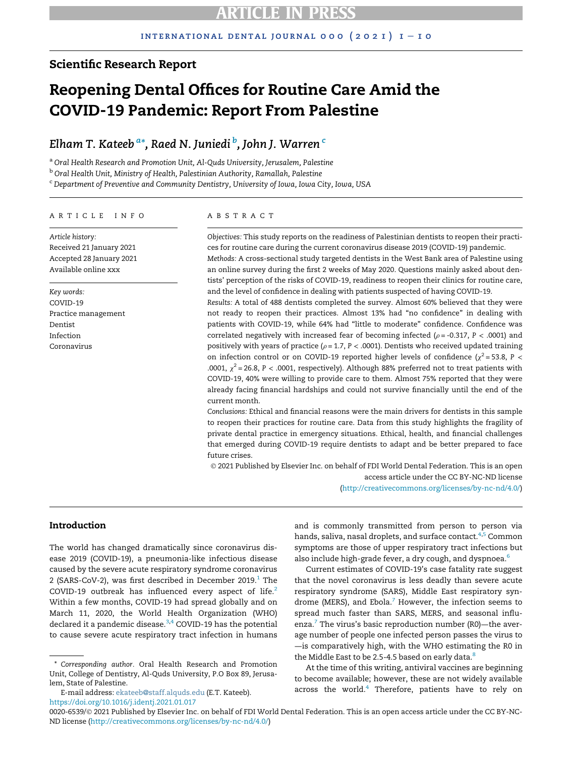## Scientific Research Report

# Reopening Dental Offices for Routine Care Amid the COVID-19 Pandemic: Report From Palestine

*Elham T. Kateeb* [a*], *Raed N. Juniedi* [b], *John J. Warren* [c]

[a] *Oral Health Research and Promotion Unit, Al-Quds University, Jerusalem, Palestine*
[b] *Oral Health Unit, Ministry of Health, Palestinian Authority, Ramallah, Palestine*
[c] *Department of Preventive and Community Dentistry, University of Iowa, Iowa City, Iowa, USA*

### ARTICLE INFO

*Article history:*
Received 21 January 2021
Accepted 28 January 2021
Available online xxx

*Key words:*
COVID-19
Practice management
Dentist
Infection
Coronavirus

### ABSTRACT

*Objectives:* This study reports on the readiness of Palestinian dentists to reopen their practices for routine care during the current coronavirus disease 2019 (COVID-19) pandemic.

*Methods:* A cross-sectional study targeted dentists in the West Bank area of Palestine using an online survey during the first 2 weeks of May 2020. Questions mainly asked about dentists' perception of the risks of COVID-19, readiness to reopen their clinics for routine care, and the level of confidence in dealing with patients suspected of having COVID-19.

*Results:* A total of 488 dentists completed the survey. Almost 60% believed that they were not ready to reopen their practices. Almost 13% had "no confidence" in dealing with patients with COVID-19, while 64% had "little to moderate" confidence. Confidence was correlated negatively with increased fear of becoming infected ($\rho$ = -0.317, $P$ < .0001) and positively with years of practice ($\rho$ = 1.7, $P$ < .0001). Dentists who received updated training on infection control or on COVID-19 reported higher levels of confidence ($\chi^2$ = 53.8, $P$ < .0001, $\chi^2$ = 26.8, $P$ < .0001, respectively). Although 88% preferred not to treat patients with COVID-19, 40% were willing to provide care to them. Almost 75% reported that they were already facing financial hardships and could not survive financially until the end of the current month.

*Conclusions:* Ethical and financial reasons were the main drivers for dentists in this sample to reopen their practices for routine care. Data from this study highlights the fragility of private dental practice in emergency situations. Ethical, health, and financial challenges that emerged during COVID-19 require dentists to adapt and be better prepared to face future crises.

© 2021 Published by Elsevier Inc. on behalf of FDI World Dental Federation. This is an open access article under the CC BY-NC-ND license (http://creativecommons.org/licenses/by-nc-nd/4.0/)

## Introduction

The world has changed dramatically since coronavirus disease 2019 (COVID-19), a pneumonia-like infectious disease caused by the severe acute respiratory syndrome coronavirus 2 (SARS-CoV-2), was first described in December 2019.[1] The COVID-19 outbreak has influenced every aspect of life.[2] Within a few months, COVID-19 had spread globally and on March 11, 2020, the World Health Organization (WHO) declared it a pandemic disease.[3,4] COVID-19 has the potential to cause severe acute respiratory tract infection in humans and is commonly transmitted from person to person via hands, saliva, nasal droplets, and surface contact.[4,5] Common symptoms are those of upper respiratory tract infections but also include high-grade fever, a dry cough, and dyspnoea.[6]

Current estimates of COVID-19's case fatality rate suggest that the novel coronavirus is less deadly than severe acute respiratory syndrome (SARS), Middle East respiratory syndrome (MERS), and Ebola.[7] However, the infection seems to spread much faster than SARS, MERS, and seasonal influenza.[7] The virus's basic reproduction number (R0)—the average number of people one infected person passes the virus to—is comparatively high, with the WHO estimating the R0 in the Middle East to be 2.5-4.5 based on early data.[8]

At the time of this writing, antiviral vaccines are beginning to become available; however, these are not widely available across the world.[4] Therefore, patients have to rely on

* *Corresponding author*. Oral Health Research and Promotion Unit, College of Dentistry, Al-Quds University, P.O Box 89, Jerusalem, State of Palestine.
E-mail address: ekateeb@staff.alquds.edu (E.T. Kateeb).
https://doi.org/10.1016/j.identj.2021.01.017
0020-6539/© 2021 Published by Elsevier Inc. on behalf of FDI World Dental Federation. This is an open access article under the CC BY-NC-ND license (http://creativecommons.org/licenses/by-nc-nd/4.0/)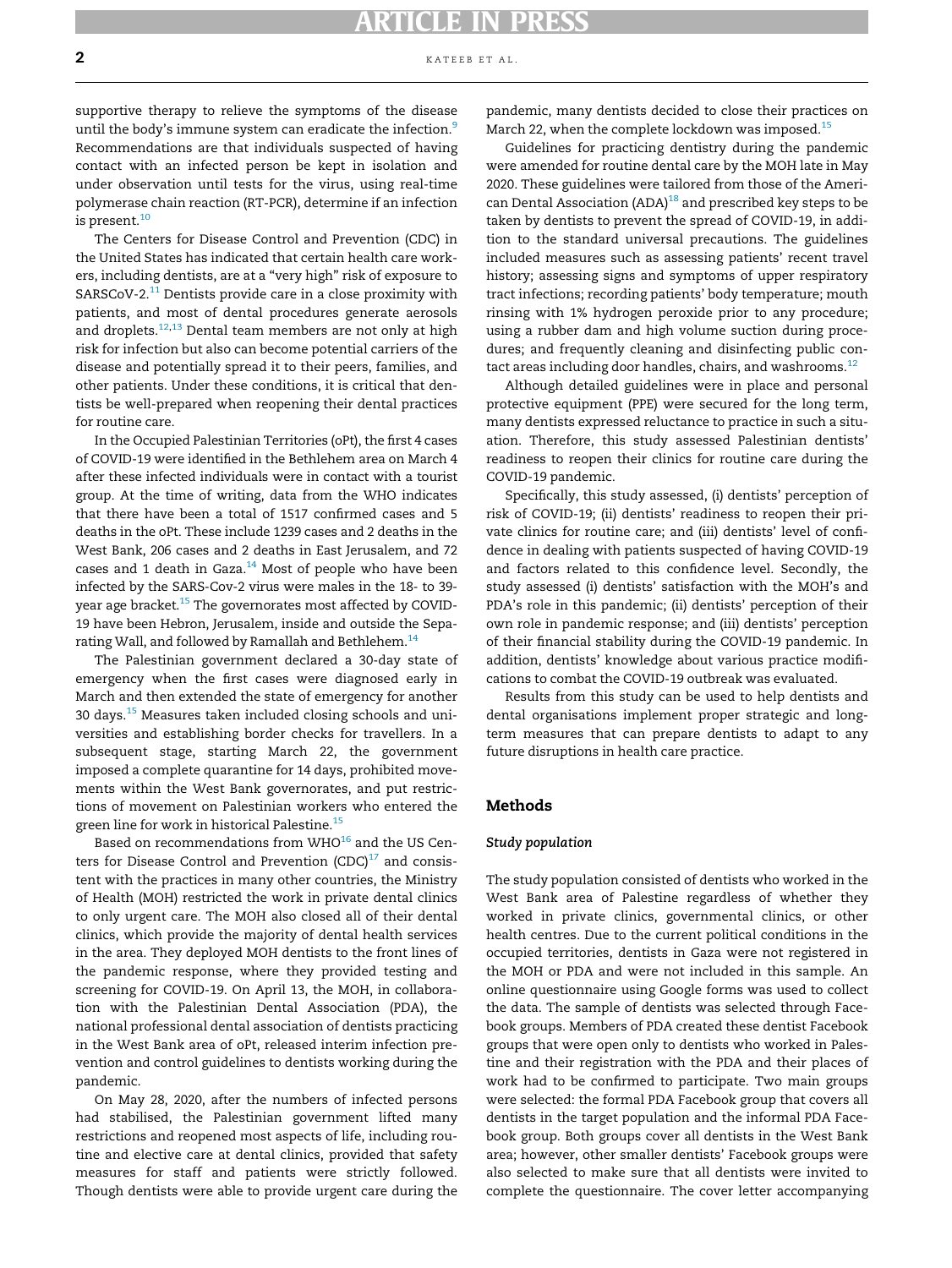supportive therapy to relieve the symptoms of the disease until the body's immune system can eradicate the infection.[9] Recommendations are that individuals suspected of having contact with an infected person be kept in isolation and under observation until tests for the virus, using real-time polymerase chain reaction (RT-PCR), determine if an infection is present.[10]

The Centers for Disease Control and Prevention (CDC) in the United States has indicated that certain health care workers, including dentists, are at a "very high" risk of exposure to SARSCoV-2.[11] Dentists provide care in a close proximity with patients, and most of dental procedures generate aerosols and droplets.[12,13] Dental team members are not only at high risk for infection but also can become potential carriers of the disease and potentially spread it to their peers, families, and other patients. Under these conditions, it is critical that dentists be well-prepared when reopening their dental practices for routine care.

In the Occupied Palestinian Territories (oPt), the first 4 cases of COVID-19 were identified in the Bethlehem area on March 4 after these infected individuals were in contact with a tourist group. At the time of writing, data from the WHO indicates that there have been a total of 1517 confirmed cases and 5 deaths in the oPt. These include 1239 cases and 2 deaths in the West Bank, 206 cases and 2 deaths in East Jerusalem, and 72 cases and 1 death in Gaza.[14] Most of people who have been infected by the SARS-Cov-2 virus were males in the 18- to 39-year age bracket.[15] The governorates most affected by COVID-19 have been Hebron, Jerusalem, inside and outside the Separating Wall, and followed by Ramallah and Bethlehem.[14]

The Palestinian government declared a 30-day state of emergency when the first cases were diagnosed early in March and then extended the state of emergency for another 30 days.[15] Measures taken included closing schools and universities and establishing border checks for travellers. In a subsequent stage, starting March 22, the government imposed a complete quarantine for 14 days, prohibited movements within the West Bank governorates, and put restrictions of movement on Palestinian workers who entered the green line for work in historical Palestine.[15]

Based on recommendations from WHO[16] and the US Centers for Disease Control and Prevention (CDC)[17] and consistent with the practices in many other countries, the Ministry of Health (MOH) restricted the work in private dental clinics to only urgent care. The MOH also closed all of their dental clinics, which provide the majority of dental health services in the area. They deployed MOH dentists to the front lines of the pandemic response, where they provided testing and screening for COVID-19. On April 13, the MOH, in collaboration with the Palestinian Dental Association (PDA), the national professional dental association of dentists practicing in the West Bank area of oPt, released interim infection prevention and control guidelines to dentists working during the pandemic.

On May 28, 2020, after the numbers of infected persons had stabilised, the Palestinian government lifted many restrictions and reopened most aspects of life, including routine and elective care at dental clinics, provided that safety measures for staff and patients were strictly followed. Though dentists were able to provide urgent care during the pandemic, many dentists decided to close their practices on March 22, when the complete lockdown was imposed.[15]

Guidelines for practicing dentistry during the pandemic were amended for routine dental care by the MOH late in May 2020. These guidelines were tailored from those of the American Dental Association (ADA)[18] and prescribed key steps to be taken by dentists to prevent the spread of COVID-19, in addition to the standard universal precautions. The guidelines included measures such as assessing patients' recent travel history; assessing signs and symptoms of upper respiratory tract infections; recording patients' body temperature; mouth rinsing with 1% hydrogen peroxide prior to any procedure; using a rubber dam and high volume suction during procedures; and frequently cleaning and disinfecting public contact areas including door handles, chairs, and washrooms.[12]

Although detailed guidelines were in place and personal protective equipment (PPE) were secured for the long term, many dentists expressed reluctance to practice in such a situation. Therefore, this study assessed Palestinian dentists' readiness to reopen their clinics for routine care during the COVID-19 pandemic.

Specifically, this study assessed, (i) dentists' perception of risk of COVID-19; (ii) dentists' readiness to reopen their private clinics for routine care; and (iii) dentists' level of confidence in dealing with patients suspected of having COVID-19 and factors related to this confidence level. Secondly, the study assessed (i) dentists' satisfaction with the MOH's and PDA's role in this pandemic; (ii) dentists' perception of their own role in pandemic response; and (iii) dentists' perception of their financial stability during the COVID-19 pandemic. In addition, dentists' knowledge about various practice modifications to combat the COVID-19 outbreak was evaluated.

Results from this study can be used to help dentists and dental organisations implement proper strategic and long-term measures that can prepare dentists to adapt to any future disruptions in health care practice.

## Methods

### *Study population*

The study population consisted of dentists who worked in the West Bank area of Palestine regardless of whether they worked in private clinics, governmental clinics, or other health centres. Due to the current political conditions in the occupied territories, dentists in Gaza were not registered in the MOH or PDA and were not included in this sample. An online questionnaire using Google forms was used to collect the data. The sample of dentists was selected through Facebook groups. Members of PDA created these dentist Facebook groups that were open only to dentists who worked in Palestine and their registration with the PDA and their places of work had to be confirmed to participate. Two main groups were selected: the formal PDA Facebook group that covers all dentists in the target population and the informal PDA Facebook group. Both groups cover all dentists in the West Bank area; however, other smaller dentists' Facebook groups were also selected to make sure that all dentists were invited to complete the questionnaire. The cover letter accompanying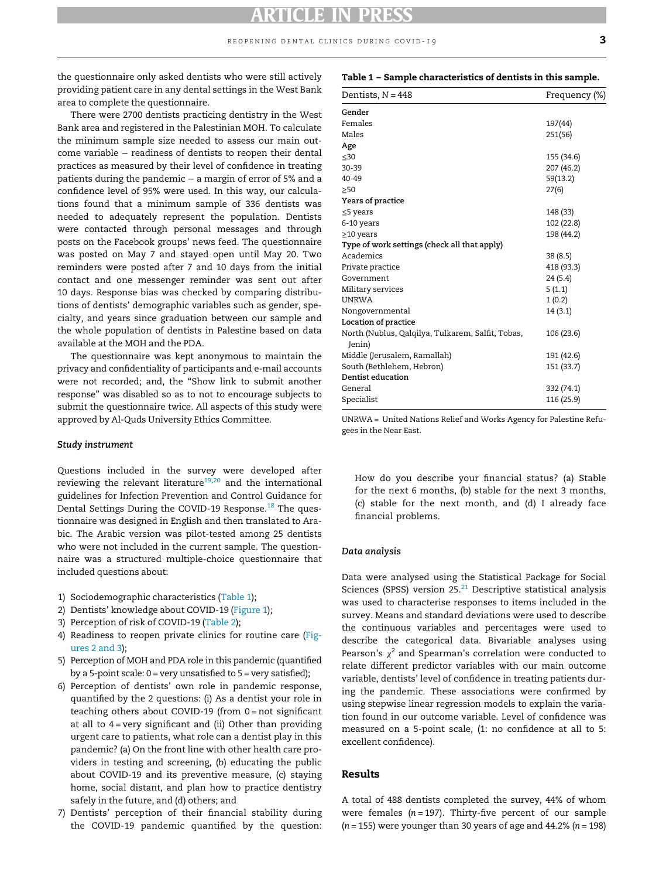the questionnaire only asked dentists who were still actively providing patient care in any dental settings in the West Bank area to complete the questionnaire.

There were 2700 dentists practicing dentistry in the West Bank area and registered in the Palestinian MOH. To calculate the minimum sample size needed to assess our main outcome variable – readiness of dentists to reopen their dental practices as measured by their level of confidence in treating patients during the pandemic – a margin of error of 5% and a confidence level of 95% were used. In this way, our calculations found that a minimum sample of 336 dentists was needed to adequately represent the population. Dentists were contacted through personal messages and through posts on the Facebook groups' news feed. The questionnaire was posted on May 7 and stayed open until May 20. Two reminders were posted after 7 and 10 days from the initial contact and one messenger reminder was sent out after 10 days. Response bias was checked by comparing distributions of dentists' demographic variables such as gender, specialty, and years since graduation between our sample and the whole population of dentists in Palestine based on data available at the MOH and the PDA.

The questionnaire was kept anonymous to maintain the privacy and confidentiality of participants and e-mail accounts were not recorded; and, the "Show link to submit another response" was disabled so as to not to encourage subjects to submit the questionnaire twice. All aspects of this study were approved by Al-Quds University Ethics Committee.

### *Study instrument*

Questions included in the survey were developed after reviewing the relevant literature[19,20] and the international guidelines for Infection Prevention and Control Guidance for Dental Settings During the COVID-19 Response.[18] The questionnaire was designed in English and then translated to Arabic. The Arabic version was pilot-tested among 25 dentists who were not included in the current sample. The questionnaire was a structured multiple-choice questionnaire that included questions about:

1) Sociodemographic characteristics (Table 1);
2) Dentists' knowledge about COVID-19 (Figure 1);
3) Perception of risk of COVID-19 (Table 2);
4) Readiness to reopen private clinics for routine care (Figures 2 and 3);
5) Perception of MOH and PDA role in this pandemic (quantified by a 5-point scale: 0 = very unsatisfied to 5 = very satisfied);
6) Perception of dentists' own role in pandemic response, quantified by the 2 questions: (i) As a dentist your role in teaching others about COVID-19 (from 0 = not significant at all to 4 = very significant and (ii) Other than providing urgent care to patients, what role can a dentist play in this pandemic? (a) On the front line with other health care providers in testing and screening, (b) educating the public about COVID-19 and its preventive measure, (c) staying home, social distant, and plan how to practice dentistry safely in the future, and (d) others; and
7) Dentists' perception of their financial stability during the COVID-19 pandemic quantified by the question: How do you describe your financial status? (a) Stable for the next 6 months, (b) stable for the next 3 months, (c) stable for the next month, and (d) I already face financial problems.

**Table 1 – Sample characteristics of dentists in this sample.**

| Dentists, $N = 448$ | Frequency (%) |
|---|---|
| **Gender** | |
| Females | 197(44) |
| Males | 251(56) |
| **Age** | |
| ≤30 | 155 (34.6) |
| 30-39 | 207 (46.2) |
| 40-49 | 59(13.2) |
| ≥50 | 27(6) |
| **Years of practice** | |
| ≤5 years | 148 (33) |
| 6-10 years | 102 (22.8) |
| ≥10 years | 198 (44.2) |
| **Type of work settings (check all that apply)** | |
| Academics | 38 (8.5) |
| Private practice | 418 (93.3) |
| Government | 24 (5.4) |
| Military services | 5 (1.1) |
| UNRWA | 1 (0.2) |
| Nongovernmental | 14 (3.1) |
| **Location of practice** | |
| North (Nublus, Qalqilya, Tulkarem, Salfit, Tobas, Jenin) | 106 (23.6) |
| Middle (Jerusalem, Ramallah) | 191 (42.6) |
| South (Bethlehem, Hebron) | 151 (33.7) |
| **Dentist education** | |
| General | 332 (74.1) |
| Specialist | 116 (25.9) |

UNRWA = United Nations Relief and Works Agency for Palestine Refugees in the Near East.

### *Data analysis*

Data were analysed using the Statistical Package for Social Sciences (SPSS) version 25.[21] Descriptive statistical analysis was used to characterise responses to items included in the survey. Means and standard deviations were used to describe the continuous variables and percentages were used to describe the categorical data. Bivariable analyses using Pearson's $\chi^2$ and Spearman's correlation were conducted to relate different predictor variables with our main outcome variable, dentists' level of confidence in treating patients during the pandemic. These associations were confirmed by using stepwise linear regression models to explain the variation found in our outcome variable. Level of confidence was measured on a 5-point scale, (1: no confidence at all to 5: excellent confidence).

## Results

A total of 488 dentists completed the survey, 44% of whom were females ($n = 197$). Thirty-five percent of our sample ($n = 155$) were younger than 30 years of age and 44.2% ($n = 198$)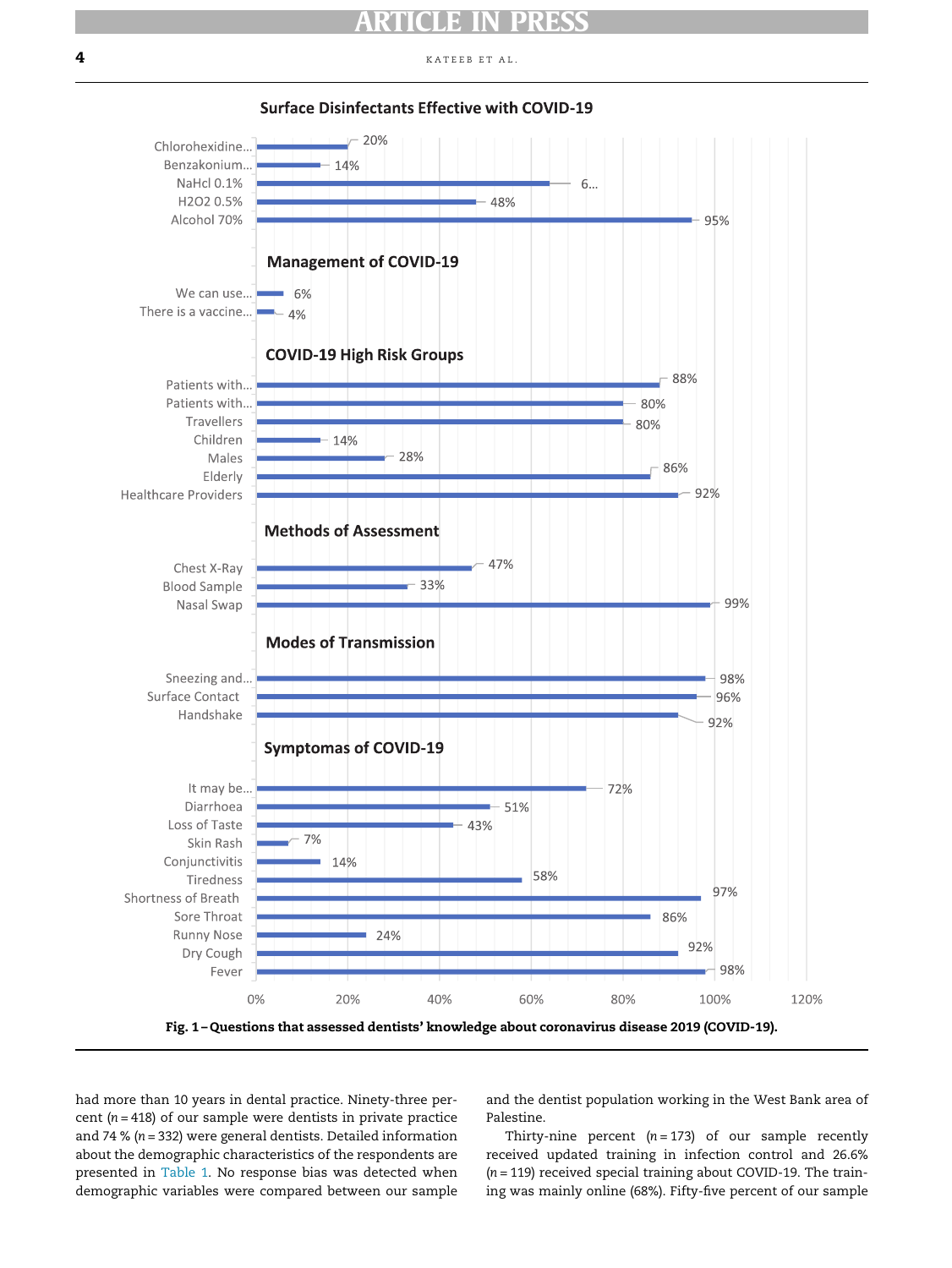**Surface Disinfectants Effective with COVID-19**

| Item | % |
|---|---|
| Chlorohexidine... | 20% |
| Benzakonium... | 14% |
| NaHcl 0.1% | 6... |
| H2O2 0.5% | 48% |
| Alcohol 70% | 95% |

**Management of COVID-19**

| Item | % |
|---|---|
| We can use... | 6% |
| There is a vaccine... | 4% |

**COVID-19 High Risk Groups**

| Item | % |
|---|---|
| Patients with... | 88% |
| Patients with... | 80% |
| Travellers | 80% |
| Children | 14% |
| Males | 28% |
| Elderly | 86% |
| Healthcare Providers | 92% |

**Methods of Assessment**

| Item | % |
|---|---|
| Chest X-Ray | 47% |
| Blood Sample | 33% |
| Nasal Swap | 99% |

**Modes of Transmission**

| Item | % |
|---|---|
| Sneezing and... | 98% |
| Surface Contact | 96% |
| Handshake | 92% |

**Symptomas of COVID-19**

| Item | % |
|---|---|
| It may be... | 72% |
| Diarrhoea | 51% |
| Loss of Taste | 43% |
| Skin Rash | 7% |
| Conjunctivitis | 14% |
| Tiredness | 58% |
| Shortness of Breath | 97% |
| Sore Throat | 86% |
| Runny Nose | 24% |
| Dry Cough | 92% |
| Fever | 98% |

**Fig. 1 – Questions that assessed dentists' knowledge about coronavirus disease 2019 (COVID-19).**

had more than 10 years in dental practice. Ninety-three percent (n = 418) of our sample were dentists in private practice and 74 % (n = 332) were general dentists. Detailed information about the demographic characteristics of the respondents are presented in Table 1. No response bias was detected when demographic variables were compared between our sample and the dentist population working in the West Bank area of Palestine.

Thirty-nine percent (n = 173) of our sample recently received updated training in infection control and 26.6% (n = 119) received special training about COVID-19. The training was mainly online (68%). Fifty-five percent of our sample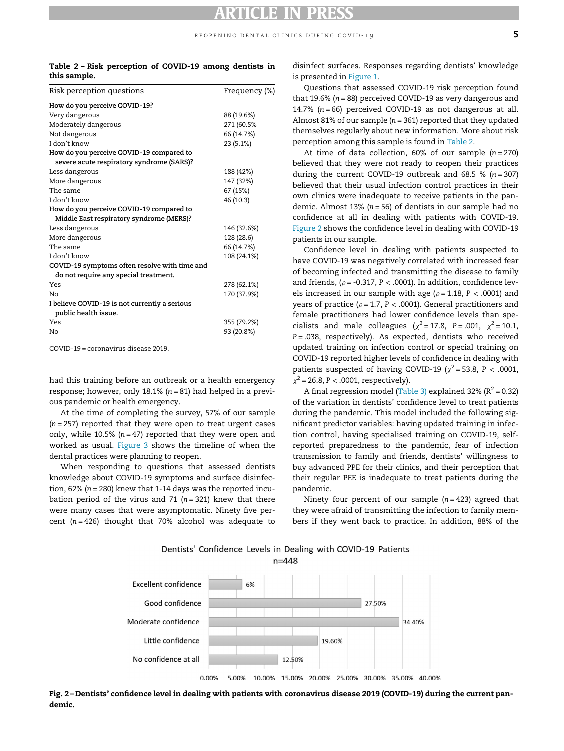**Table 2 – Risk perception of COVID-19 among dentists in this sample.**

| Risk perception questions | Frequency (%) |
|---|---|
| **How do you perceive COVID-19?** | |
| Very dangerous | 88 (19.6%) |
| Moderately dangerous | 271 (60.5% |
| Not dangerous | 66 (14.7%) |
| I don't know | 23 (5.1%) |
| **How do you perceive COVID-19 compared to severe acute respiratory syndrome (SARS)?** | |
| Less dangerous | 188 (42%) |
| More dangerous | 147 (32%) |
| The same | 67 (15%) |
| I don't know | 46 (10.3) |
| **How do you perceive COVID-19 compared to Middle East respiratory syndrome (MERS)?** | |
| Less dangerous | 146 (32.6%) |
| More dangerous | 128 (28.6) |
| The same | 66 (14.7%) |
| I don't know | 108 (24.1%) |
| **COVID-19 symptoms often resolve with time and do not require any special treatment.** | |
| Yes | 278 (62.1%) |
| No | 170 (37.9%) |
| **I believe COVID-19 is not currently a serious public health issue.** | |
| Yes | 355 (79.2%) |
| No | 93 (20.8%) |

COVID-19 = coronavirus disease 2019.

had this training before an outbreak or a health emergency response; however, only 18.1% ($n = 81$) had helped in a previous pandemic or health emergency.

At the time of completing the survey, 57% of our sample ($n = 257$) reported that they were open to treat urgent cases only, while 10.5% ($n = 47$) reported that they were open and worked as usual. Figure 3 shows the timeline of when the dental practices were planning to reopen.

When responding to questions that assessed dentists knowledge about COVID-19 symptoms and surface disinfection, 62% ($n = 280$) knew that 1-14 days was the reported incubation period of the virus and 71 ($n = 321$) knew that there were many cases that were asymptomatic. Ninety five percent ($n = 426$) thought that 70% alcohol was adequate to disinfect surfaces. Responses regarding dentists' knowledge is presented in Figure 1.

Questions that assessed COVID-19 risk perception found that 19.6% ($n = 88$) perceived COVID-19 as very dangerous and 14.7% ($n = 66$) perceived COVID-19 as not dangerous at all. Almost 81% of our sample ($n = 361$) reported that they updated themselves regularly about new information. More about risk perception among this sample is found in Table 2.

At time of data collection, 60% of our sample ($n = 270$) believed that they were not ready to reopen their practices during the current COVID-19 outbreak and 68.5 % ($n = 307$) believed that their usual infection control practices in their own clinics were inadequate to receive patients in the pandemic. Almost 13% ($n = 56$) of dentists in our sample had no confidence at all in dealing with patients with COVID-19. Figure 2 shows the confidence level in dealing with COVID-19 patients in our sample.

Confidence level in dealing with patients suspected to have COVID-19 was negatively correlated with increased fear of becoming infected and transmitting the disease to family and friends, ($\rho = -0.317$, $P < .0001$). In addition, confidence levels increased in our sample with age ($\rho = 1.18$, $P < .0001$) and years of practice ($\rho = 1.7$, $P < .0001$). General practitioners and female practitioners had lower confidence levels than specialists and male colleagues ($\chi^2 = 17.8$, $P = .001$, $\chi^2 = 10.1$, $P = .038$, respectively). As expected, dentists who received updated training on infection control or special training on COVID-19 reported higher levels of confidence in dealing with patients suspected of having COVID-19 ($\chi^2 = 53.8$, $P < .0001$, $\chi^2 = 26.8$, $P < .0001$, respectively).

A final regression model (Table 3) explained 32% ($R^2 = 0.32$) of the variation in dentists' confidence level to treat patients during the pandemic. This model included the following significant predictor variables: having updated training in infection control, having specialised training on COVID-19, self-reported preparedness to the pandemic, fear of infection transmission to family and friends, dentists' willingness to buy advanced PPE for their clinics, and their perception that their regular PEE is inadequate to treat patients during the pandemic.

Ninety four percent of our sample ($n = 423$) agreed that they were afraid of transmitting the infection to family members if they went back to practice. In addition, 88% of the

Dentists' Confidence Levels in Dealing with COVID-19 Patients n=448

| Confidence level | % |
|---|---|
| Excellent confidence | 6% |
| Good confidence | 27.50% |
| Moderate confidence | 34.40% |
| Little confidence | 19.60% |
| No confidence at all | 12.50% |

**Fig. 2 – Dentists' confidence level in dealing with patients with coronavirus disease 2019 (COVID-19) during the current pandemic.**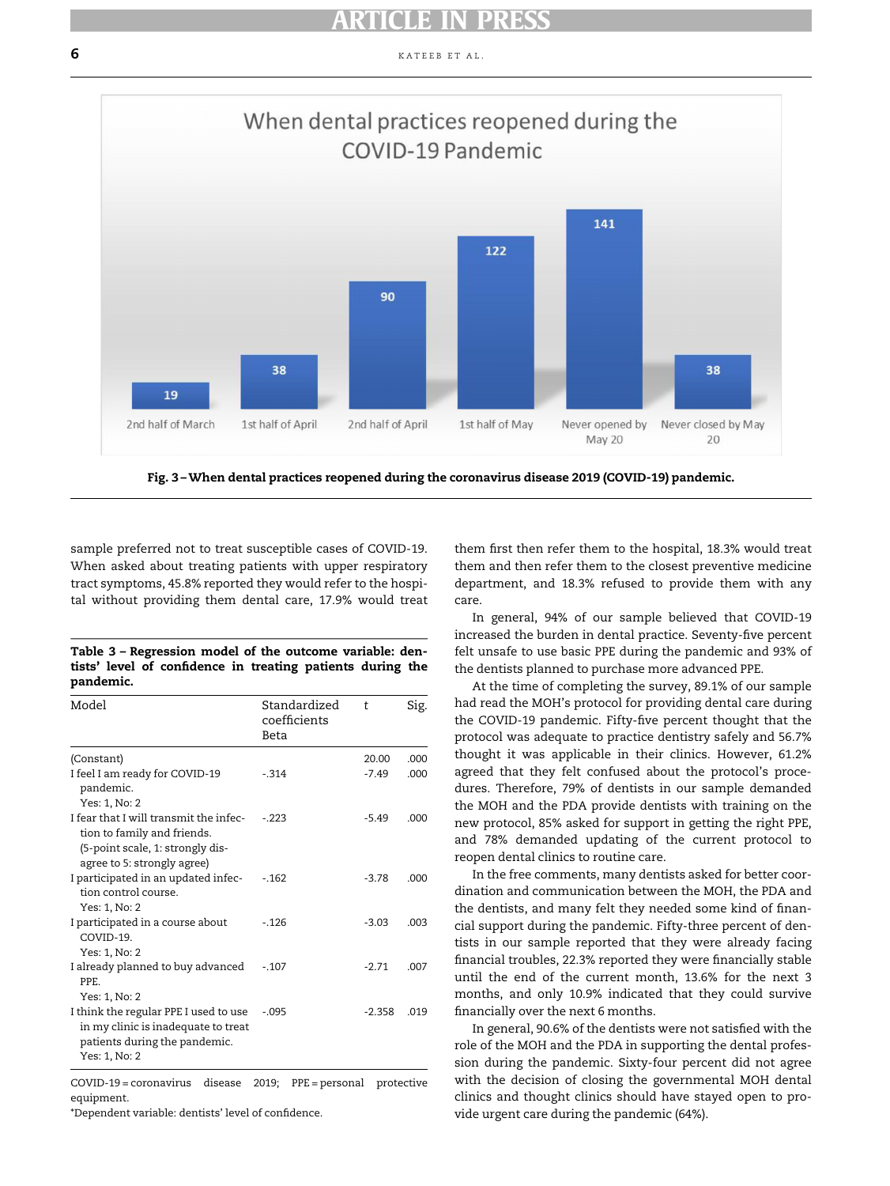Fig. 3 – When dental practices reopened during the coronavirus disease 2019 (COVID-19) pandemic.

sample preferred not to treat susceptible cases of COVID-19. When asked about treating patients with upper respiratory tract symptoms, 45.8% reported they would refer to the hospital without providing them dental care, 17.9% would treat them first then refer them to the hospital, 18.3% would treat them and then refer them to the closest preventive medicine department, and 18.3% refused to provide them with any care.

**Table 3 – Regression model of the outcome variable: dentists' level of confidence in treating patients during the pandemic.**

| Model | Standardized coefficients Beta | t | Sig. |
|---|---|---|---|
| (Constant) | | 20.00 | .000 |
| I feel I am ready for COVID-19 pandemic. Yes: 1, No: 2 | -.314 | -7.49 | .000 |
| I fear that I will transmit the infection to family and friends. (5-point scale, 1: strongly disagree to 5: strongly agree) | -.223 | -5.49 | .000 |
| I participated in an updated infection control course. Yes: 1, No: 2 | -.162 | -3.78 | .000 |
| I participated in a course about COVID-19. Yes: 1, No: 2 | -.126 | -3.03 | .003 |
| I already planned to buy advanced PPE. Yes: 1, No: 2 | -.107 | -2.71 | .007 |
| I think the regular PPE I used to use in my clinic is inadequate to treat patients during the pandemic. Yes: 1, No: 2 | -.095 | -2.358 | .019 |

COVID-19 = coronavirus disease 2019; PPE = personal protective equipment.
*Dependent variable: dentists' level of confidence.

In general, 94% of our sample believed that COVID-19 increased the burden in dental practice. Seventy-five percent felt unsafe to use basic PPE during the pandemic and 93% of the dentists planned to purchase more advanced PPE.

At the time of completing the survey, 89.1% of our sample had read the MOH's protocol for providing dental care during the COVID-19 pandemic. Fifty-five percent thought that the protocol was adequate to practice dentistry safely and 56.7% thought it was applicable in their clinics. However, 61.2% agreed that they felt confused about the protocol's procedures. Therefore, 79% of dentists in our sample demanded the MOH and the PDA provide dentists with training on the new protocol, 85% asked for support in getting the right PPE, and 78% demanded updating of the current protocol to reopen dental clinics to routine care.

In the free comments, many dentists asked for better coordination and communication between the MOH, the PDA and the dentists, and many felt they needed some kind of financial support during the pandemic. Fifty-three percent of dentists in our sample reported that they were already facing financial troubles, 22.3% reported they were financially stable until the end of the current month, 13.6% for the next 3 months, and only 10.9% indicated that they could survive financially over the next 6 months.

In general, 90.6% of the dentists were not satisfied with the role of the MOH and the PDA in supporting the dental profession during the pandemic. Sixty-four percent did not agree with the decision of closing the governmental MOH dental clinics and thought clinics should have stayed open to provide urgent care during the pandemic (64%).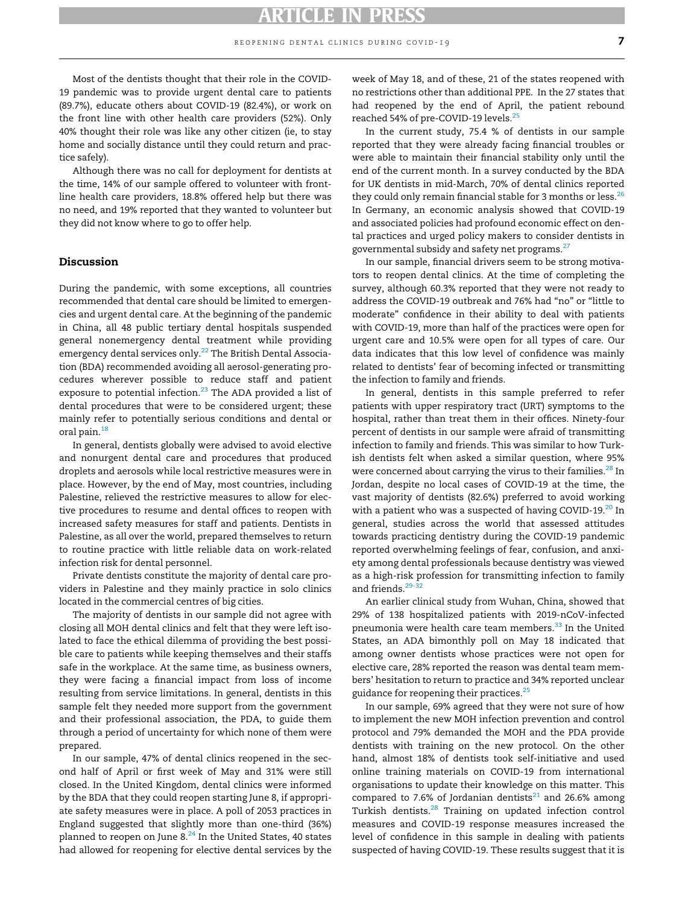Most of the dentists thought that their role in the COVID-19 pandemic was to provide urgent dental care to patients (89.7%), educate others about COVID-19 (82.4%), or work on the front line with other health care providers (52%). Only 40% thought their role was like any other citizen (ie, to stay home and socially distance until they could return and practice safely).

Although there was no call for deployment for dentists at the time, 14% of our sample offered to volunteer with front-line health care providers, 18.8% offered help but there was no need, and 19% reported that they wanted to volunteer but they did not know where to go to offer help.

## Discussion

During the pandemic, with some exceptions, all countries recommended that dental care should be limited to emergencies and urgent dental care. At the beginning of the pandemic in China, all 48 public tertiary dental hospitals suspended general nonemergency dental treatment while providing emergency dental services only.[22] The British Dental Association (BDA) recommended avoiding all aerosol-generating procedures wherever possible to reduce staff and patient exposure to potential infection.[23] The ADA provided a list of dental procedures that were to be considered urgent; these mainly refer to potentially serious conditions and dental or oral pain.[18]

In general, dentists globally were advised to avoid elective and nonurgent dental care and procedures that produced droplets and aerosols while local restrictive measures were in place. However, by the end of May, most countries, including Palestine, relieved the restrictive measures to allow for elective procedures to resume and dental offices to reopen with increased safety measures for staff and patients. Dentists in Palestine, as all over the world, prepared themselves to return to routine practice with little reliable data on work-related infection risk for dental personnel.

Private dentists constitute the majority of dental care providers in Palestine and they mainly practice in solo clinics located in the commercial centres of big cities.

The majority of dentists in our sample did not agree with closing all MOH dental clinics and felt that they were left isolated to face the ethical dilemma of providing the best possible care to patients while keeping themselves and their staffs safe in the workplace. At the same time, as business owners, they were facing a financial impact from loss of income resulting from service limitations. In general, dentists in this sample felt they needed more support from the government and their professional association, the PDA, to guide them through a period of uncertainty for which none of them were prepared.

In our sample, 47% of dental clinics reopened in the second half of April or first week of May and 31% were still closed. In the United Kingdom, dental clinics were informed by the BDA that they could reopen starting June 8, if appropriate safety measures were in place. A poll of 2053 practices in England suggested that slightly more than one-third (36%) planned to reopen on June 8.[24] In the United States, 40 states had allowed for reopening for elective dental services by the week of May 18, and of these, 21 of the states reopened with no restrictions other than additional PPE. In the 27 states that had reopened by the end of April, the patient rebound reached 54% of pre-COVID-19 levels.[25]

In the current study, 75.4 % of dentists in our sample reported that they were already facing financial troubles or were able to maintain their financial stability only until the end of the current month. In a survey conducted by the BDA for UK dentists in mid-March, 70% of dental clinics reported they could only remain financial stable for 3 months or less.[26] In Germany, an economic analysis showed that COVID-19 and associated policies had profound economic effect on dental practices and urged policy makers to consider dentists in governmental subsidy and safety net programs.[27]

In our sample, financial drivers seem to be strong motivators to reopen dental clinics. At the time of completing the survey, although 60.3% reported that they were not ready to address the COVID-19 outbreak and 76% had "no" or "little to moderate" confidence in their ability to deal with patients with COVID-19, more than half of the practices were open for urgent care and 10.5% were open for all types of care. Our data indicates that this low level of confidence was mainly related to dentists' fear of becoming infected or transmitting the infection to family and friends.

In general, dentists in this sample preferred to refer patients with upper respiratory tract (URT) symptoms to the hospital, rather than treat them in their offices. Ninety-four percent of dentists in our sample were afraid of transmitting infection to family and friends. This was similar to how Turkish dentists felt when asked a similar question, where 95% were concerned about carrying the virus to their families.[28] In Jordan, despite no local cases of COVID-19 at the time, the vast majority of dentists (82.6%) preferred to avoid working with a patient who was a suspected of having COVID-19.[20] In general, studies across the world that assessed attitudes towards practicing dentistry during the COVID-19 pandemic reported overwhelming feelings of fear, confusion, and anxiety among dental professionals because dentistry was viewed as a high-risk profession for transmitting infection to family and friends.[29-32]

An earlier clinical study from Wuhan, China, showed that 29% of 138 hospitalized patients with 2019-nCoV-infected pneumonia were health care team members.[33] In the United States, an ADA bimonthly poll on May 18 indicated that among owner dentists whose practices were not open for elective care, 28% reported the reason was dental team members' hesitation to return to practice and 34% reported unclear guidance for reopening their practices.[25]

In our sample, 69% agreed that they were not sure of how to implement the new MOH infection prevention and control protocol and 79% demanded the MOH and the PDA provide dentists with training on the new protocol. On the other hand, almost 18% of dentists took self-initiative and used online training materials on COVID-19 from international organisations to update their knowledge on this matter. This compared to 7.6% of Jordanian dentists[21] and 26.6% among Turkish dentists.[28] Training on updated infection control measures and COVID-19 response measures increased the level of confidence in this sample in dealing with patients suspected of having COVID-19. These results suggest that it is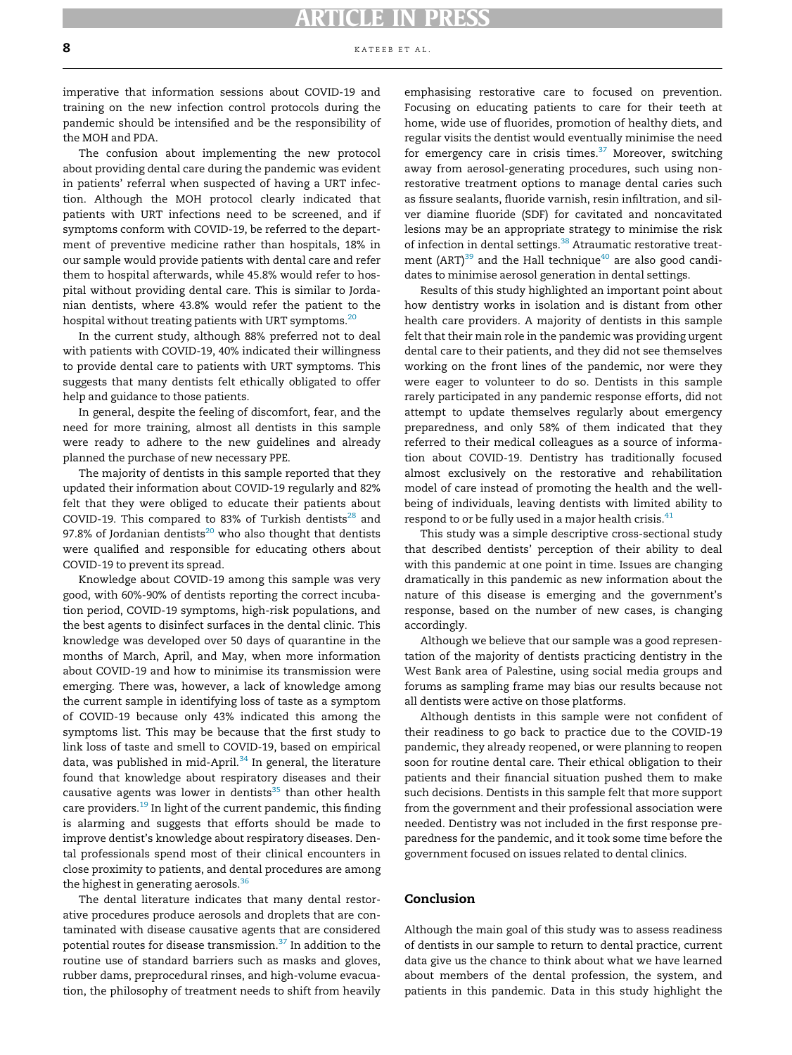imperative that information sessions about COVID-19 and training on the new infection control protocols during the pandemic should be intensified and be the responsibility of the MOH and PDA.

The confusion about implementing the new protocol about providing dental care during the pandemic was evident in patients' referral when suspected of having a URT infection. Although the MOH protocol clearly indicated that patients with URT infections need to be screened, and if symptoms conform with COVID-19, be referred to the department of preventive medicine rather than hospitals, 18% in our sample would provide patients with dental care and refer them to hospital afterwards, while 45.8% would refer to hospital without providing dental care. This is similar to Jordanian dentists, where 43.8% would refer the patient to the hospital without treating patients with URT symptoms.[20]

In the current study, although 88% preferred not to deal with patients with COVID-19, 40% indicated their willingness to provide dental care to patients with URT symptoms. This suggests that many dentists felt ethically obligated to offer help and guidance to those patients.

In general, despite the feeling of discomfort, fear, and the need for more training, almost all dentists in this sample were ready to adhere to the new guidelines and already planned the purchase of new necessary PPE.

The majority of dentists in this sample reported that they updated their information about COVID-19 regularly and 82% felt that they were obliged to educate their patients about COVID-19. This compared to 83% of Turkish dentists[28] and 97.8% of Jordanian dentists[20] who also thought that dentists were qualified and responsible for educating others about COVID-19 to prevent its spread.

Knowledge about COVID-19 among this sample was very good, with 60%-90% of dentists reporting the correct incubation period, COVID-19 symptoms, high-risk populations, and the best agents to disinfect surfaces in the dental clinic. This knowledge was developed over 50 days of quarantine in the months of March, April, and May, when more information about COVID-19 and how to minimise its transmission were emerging. There was, however, a lack of knowledge among the current sample in identifying loss of taste as a symptom of COVID-19 because only 43% indicated this among the symptoms list. This may be because that the first study to link loss of taste and smell to COVID-19, based on empirical data, was published in mid-April.[34] In general, the literature found that knowledge about respiratory diseases and their causative agents was lower in dentists[35] than other health care providers.[19] In light of the current pandemic, this finding is alarming and suggests that efforts should be made to improve dentist's knowledge about respiratory diseases. Dental professionals spend most of their clinical encounters in close proximity to patients, and dental procedures are among the highest in generating aerosols.[36]

The dental literature indicates that many dental restorative procedures produce aerosols and droplets that are contaminated with disease causative agents that are considered potential routes for disease transmission.[37] In addition to the routine use of standard barriers such as masks and gloves, rubber dams, preprocedural rinses, and high-volume evacuation, the philosophy of treatment needs to shift from heavily emphasising restorative care to focused on prevention. Focusing on educating patients to care for their teeth at home, wide use of fluorides, promotion of healthy diets, and regular visits the dentist would eventually minimise the need for emergency care in crisis times.[37] Moreover, switching away from aerosol-generating procedures, such using nonrestorative treatment options to manage dental caries such as fissure sealants, fluoride varnish, resin infiltration, and silver diamine fluoride (SDF) for cavitated and noncavitated lesions may be an appropriate strategy to minimise the risk of infection in dental settings.[38] Atraumatic restorative treatment (ART)[39] and the Hall technique[40] are also good candidates to minimise aerosol generation in dental settings.

Results of this study highlighted an important point about how dentistry works in isolation and is distant from other health care providers. A majority of dentists in this sample felt that their main role in the pandemic was providing urgent dental care to their patients, and they did not see themselves working on the front lines of the pandemic, nor were they eager to volunteer to do so. Dentists in this sample rarely participated in any pandemic response efforts, did not attempt to update themselves regularly about emergency preparedness, and only 58% of them indicated that they referred to their medical colleagues as a source of information about COVID-19. Dentistry has traditionally focused almost exclusively on the restorative and rehabilitation model of care instead of promoting the health and the well-being of individuals, leaving dentists with limited ability to respond to or be fully used in a major health crisis.[41]

This study was a simple descriptive cross-sectional study that described dentists' perception of their ability to deal with this pandemic at one point in time. Issues are changing dramatically in this pandemic as new information about the nature of this disease is emerging and the government's response, based on the number of new cases, is changing accordingly.

Although we believe that our sample was a good representation of the majority of dentists practicing dentistry in the West Bank area of Palestine, using social media groups and forums as sampling frame may bias our results because not all dentists were active on those platforms.

Although dentists in this sample were not confident of their readiness to go back to practice due to the COVID-19 pandemic, they already reopened, or were planning to reopen soon for routine dental care. Their ethical obligation to their patients and their financial situation pushed them to make such decisions. Dentists in this sample felt that more support from the government and their professional association were needed. Dentistry was not included in the first response preparedness for the pandemic, and it took some time before the government focused on issues related to dental clinics.

## Conclusion

Although the main goal of this study was to assess readiness of dentists in our sample to return to dental practice, current data give us the chance to think about what we have learned about members of the dental profession, the system, and patients in this pandemic. Data in this study highlight the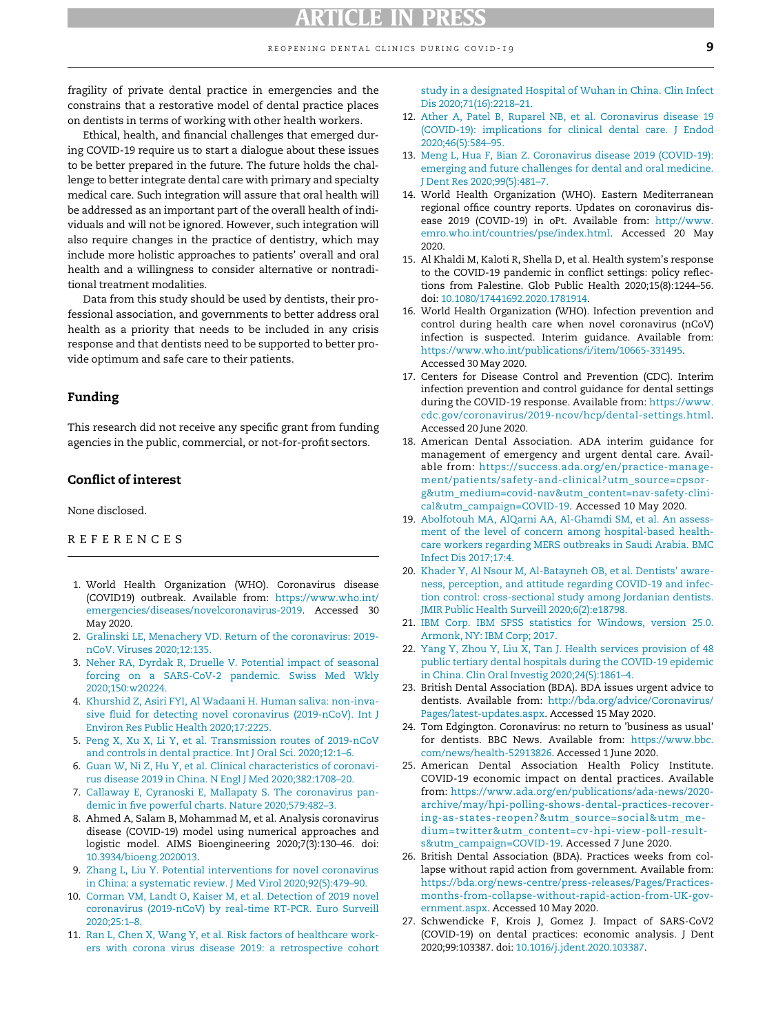fragility of private dental practice in emergencies and the constrains that a restorative model of dental practice places on dentists in terms of working with other health workers.

Ethical, health, and financial challenges that emerged during COVID-19 require us to start a dialogue about these issues to be better prepared in the future. The future holds the challenge to better integrate dental care with primary and specialty medical care. Such integration will assure that oral health will be addressed as an important part of the overall health of individuals and will not be ignored. However, such integration will also require changes in the practice of dentistry, which may include more holistic approaches to patients' overall and oral health and a willingness to consider alternative or nontraditional treatment modalities.

Data from this study should be used by dentists, their professional association, and governments to better address oral health as a priority that needs to be included in any crisis response and that dentists need to be supported to better provide optimum and safe care to their patients.

## Funding

This research did not receive any specific grant from funding agencies in the public, commercial, or not-for-profit sectors.

## Conflict of interest

None disclosed.

## REFERENCES

1. World Health Organization (WHO). Coronavirus disease (COVID19) outbreak. Available from: https://www.who.int/emergencies/diseases/novelcoronavirus-2019. Accessed 30 May 2020.
2. Gralinski LE, Menachery VD. Return of the coronavirus: 2019-nCoV. Viruses 2020;12:135.
3. Neher RA, Dyrdak R, Druelle V. Potential impact of seasonal forcing on a SARS-CoV-2 pandemic. Swiss Med Wkly 2020;150:w20224.
4. Khurshid Z, Asiri FYI, Al Wadaani H. Human saliva: non-invasive fluid for detecting novel coronavirus (2019-nCoV). Int J Environ Res Public Health 2020;17:2225.
5. Peng X, Xu X, Li Y, et al. Transmission routes of 2019-nCoV and controls in dental practice. Int J Oral Sci. 2020;12:1–6.
6. Guan W, Ni Z, Hu Y, et al. Clinical characteristics of coronavirus disease 2019 in China. N Engl J Med 2020;382:1708–20.
7. Callaway E, Cyranoski E, Mallapaty S. The coronavirus pandemic in five powerful charts. Nature 2020;579:482–3.
8. Ahmed A, Salam B, Mohammad M, et al. Analysis coronavirus disease (COVID-19) model using numerical approaches and logistic model. AIMS Bioengineering 2020;7(3):130–46. doi: 10.3934/bioeng.2020013.
9. Zhang L, Liu Y. Potential interventions for novel coronavirus in China: a systematic review. J Med Virol 2020;92(5):479–90.
10. Corman VM, Landt O, Kaiser M, et al. Detection of 2019 novel coronavirus (2019-nCoV) by real-time RT-PCR. Euro Surveill 2020;25:1–8.
11. Ran L, Chen X, Wang Y, et al. Risk factors of healthcare workers with corona virus disease 2019: a retrospective cohort study in a designated Hospital of Wuhan in China. Clin Infect Dis 2020;71(16):2218–21.
12. Ather A, Patel B, Ruparel NB, et al. Coronavirus disease 19 (COVID-19): implications for clinical dental care. J Endod 2020;46(5):584–95.
13. Meng L, Hua F, Bian Z. Coronavirus disease 2019 (COVID-19): emerging and future challenges for dental and oral medicine. J Dent Res 2020;99(5):481–7.
14. World Health Organization (WHO). Eastern Mediterranean regional office country reports. Updates on coronavirus disease 2019 (COVID-19) in oPt. Available from: http://www.emro.who.int/countries/pse/index.html. Accessed 20 May 2020.
15. Al Khaldi M, Kaloti R, Shella D, et al. Health system's response to the COVID-19 pandemic in conflict settings: policy reflections from Palestine. Glob Public Health 2020;15(8):1244–56. doi: 10.1080/17441692.2020.1781914.
16. World Health Organization (WHO). Infection prevention and control during health care when novel coronavirus (nCoV) infection is suspected. Interim guidance. Available from: https://www.who.int/publications/i/item/10665-331495. Accessed 30 May 2020.
17. Centers for Disease Control and Prevention (CDC). Interim infection prevention and control guidance for dental settings during the COVID-19 response. Available from: https://www.cdc.gov/coronavirus/2019-ncov/hcp/dental-settings.html. Accessed 20 June 2020.
18. American Dental Association. ADA interim guidance for management of emergency and urgent dental care. Available from: https://success.ada.org/en/practice-management/patients/safety-and-clinical?utm_source=cpsorg&utm_medium=covid-nav&utm_content=nav-safety-clinical&utm_campaign=COVID-19. Accessed 10 May 2020.
19. Abolfotouh MA, AlQarni AA, Al-Ghamdi SM, et al. An assessment of the level of concern among hospital-based healthcare workers regarding MERS outbreaks in Saudi Arabia. BMC Infect Dis 2017;17:4.
20. Khader Y, Al Nsour M, Al-Batayneh OB, et al. Dentists' awareness, perception, and attitude regarding COVID-19 and infection control: cross-sectional study among Jordanian dentists. JMIR Public Health Surveill 2020;6(2):e18798.
21. IBM Corp. IBM SPSS statistics for Windows, version 25.0. Armonk, NY: IBM Corp; 2017.
22. Yang Y, Zhou Y, Liu X, Tan J. Health services provision of 48 public tertiary dental hospitals during the COVID-19 epidemic in China. Clin Oral Investig 2020;24(5):1861–4.
23. British Dental Association (BDA). BDA issues urgent advice to dentists. Available from: http://bda.org/advice/Coronavirus/Pages/latest-updates.aspx. Accessed 15 May 2020.
24. Tom Edgington. Coronavirus: no return to 'business as usual' for dentists. BBC News. Available from: https://www.bbc.com/news/health-52913826. Accessed 1 June 2020.
25. American Dental Association Health Policy Institute. COVID-19 economic impact on dental practices. Available from: https://www.ada.org/en/publications/ada-news/2020-archive/may/hpi-polling-shows-dental-practices-recovering-as-states-reopen?&utm_source=social&utm_medium=twitter&utm_content=cv-hpi-view-poll-results&utm_campaign=COVID-19. Accessed 7 June 2020.
26. British Dental Association (BDA). Practices weeks from collapse without rapid action from government. Available from: https://bda.org/news-centre/press-releases/Pages/Practices-months-from-collapse-without-rapid-action-from-UK-government.aspx. Accessed 10 May 2020.
27. Schwendicke F, Krois J, Gomez J. Impact of SARS-CoV2 (COVID-19) on dental practices: economic analysis. J Dent 2020;99:103387. doi: 10.1016/j.jdent.2020.103387.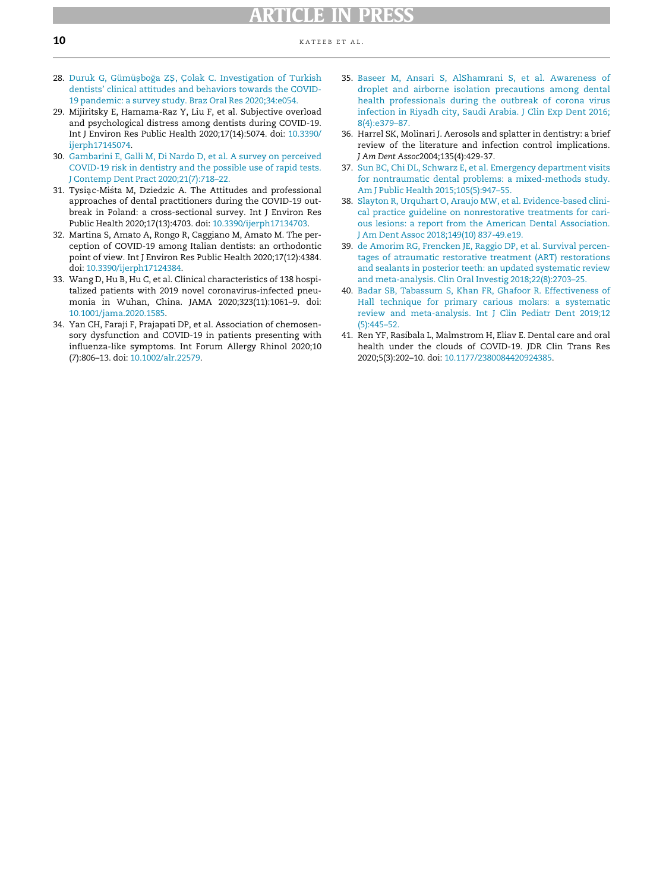28. Duruk G, Gümüşboğa ZŞ, Çolak C. Investigation of Turkish dentists' clinical attitudes and behaviors towards the COVID-19 pandemic: a survey study. Braz Oral Res 2020;34:e054.
29. Mijiritsky E, Hamama-Raz Y, Liu F, et al. Subjective overload and psychological distress among dentists during COVID-19. Int J Environ Res Public Health 2020;17(14):5074. doi: 10.3390/ijerph17145074.
30. Gambarini E, Galli M, Di Nardo D, et al. A survey on perceived COVID-19 risk in dentistry and the possible use of rapid tests. J Contemp Dent Pract 2020;21(7):718–22.
31. Tysiąc-Miśta M, Dziedzic A. The Attitudes and professional approaches of dental practitioners during the COVID-19 outbreak in Poland: a cross-sectional survey. Int J Environ Res Public Health 2020;17(13):4703. doi: 10.3390/ijerph17134703.
32. Martina S, Amato A, Rongo R, Caggiano M, Amato M. The perception of COVID-19 among Italian dentists: an orthodontic point of view. Int J Environ Res Public Health 2020;17(12):4384. doi: 10.3390/ijerph17124384.
33. Wang D, Hu B, Hu C, et al. Clinical characteristics of 138 hospitalized patients with 2019 novel coronavirus-infected pneumonia in Wuhan, China. JAMA 2020;323(11):1061–9. doi: 10.1001/jama.2020.1585.
34. Yan CH, Faraji F, Prajapati DP, et al. Association of chemosensory dysfunction and COVID-19 in patients presenting with influenza-like symptoms. Int Forum Allergy Rhinol 2020;10(7):806–13. doi: 10.1002/alr.22579.
35. Baseer M, Ansari S, AlShamrani S, et al. Awareness of droplet and airborne isolation precautions among dental health professionals during the outbreak of corona virus infection in Riyadh city, Saudi Arabia. J Clin Exp Dent 2016; 8(4):e379–87.
36. Harrel SK, Molinari J. Aerosols and splatter in dentistry: a brief review of the literature and infection control implications. *J Am Dent Assoc*2004;135(4):429-37.
37. Sun BC, Chi DL, Schwarz E, et al. Emergency department visits for nontraumatic dental problems: a mixed-methods study. Am J Public Health 2015;105(5):947–55.
38. Slayton R, Urquhart O, Araujo MW, et al. Evidence-based clinical practice guideline on nonrestorative treatments for carious lesions: a report from the American Dental Association. J Am Dent Assoc 2018;149(10) 837-49.e19.
39. de Amorim RG, Frencken JE, Raggio DP, et al. Survival percentages of atraumatic restorative treatment (ART) restorations and sealants in posterior teeth: an updated systematic review and meta-analysis. Clin Oral Investig 2018;22(8):2703–25.
40. Badar SB, Tabassum S, Khan FR, Ghafoor R. Effectiveness of Hall technique for primary carious molars: a systematic review and meta-analysis. Int J Clin Pediatr Dent 2019;12(5):445–52.
41. Ren YF, Rasibala L, Malmstrom H, Eliav E. Dental care and oral health under the clouds of COVID-19. JDR Clin Trans Res 2020;5(3):202–10. doi: 10.1177/2380084420924385.